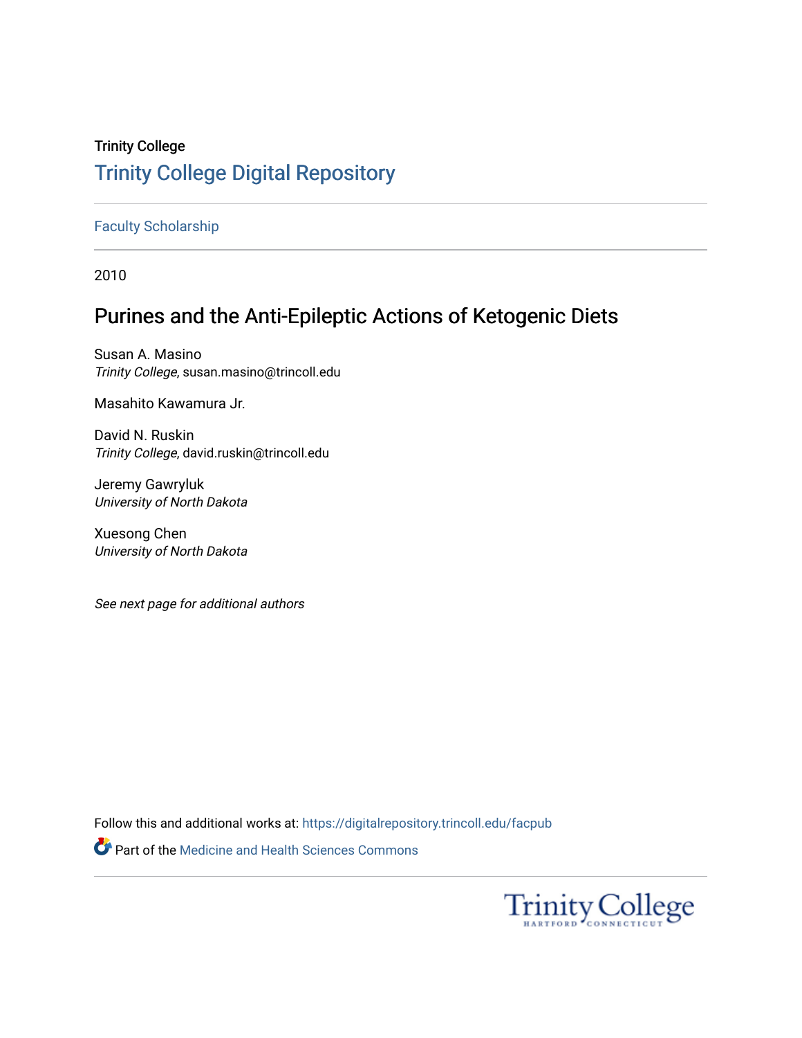Trinity College

# Trinity College Digital Repository

Faculty Scholarship

2010

## Purines and the Anti-Epileptic Actions of Ketogenic Diets

Susan A. Masino
*Trinity College*, susan.masino@trincoll.edu

Masahito Kawamura Jr.

David N. Ruskin
*Trinity College*, david.ruskin@trincoll.edu

Jeremy Gawryluk
*University of North Dakota*

Xuesong Chen
*University of North Dakota*

*See next page for additional authors*

Follow this and additional works at: https://digitalrepository.trincoll.edu/facpub

Part of the Medicine and Health Sciences Commons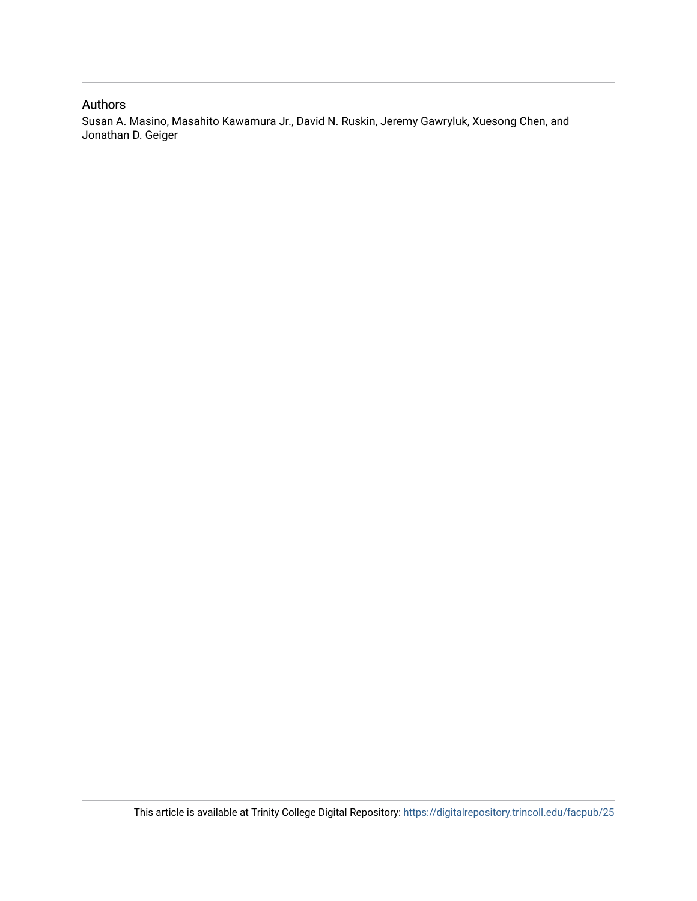## Authors

Susan A. Masino, Masahito Kawamura Jr., David N. Ruskin, Jeremy Gawryluk, Xuesong Chen, and Jonathan D. Geiger

This article is available at Trinity College Digital Repository: https://digitalrepository.trincoll.edu/facpub/25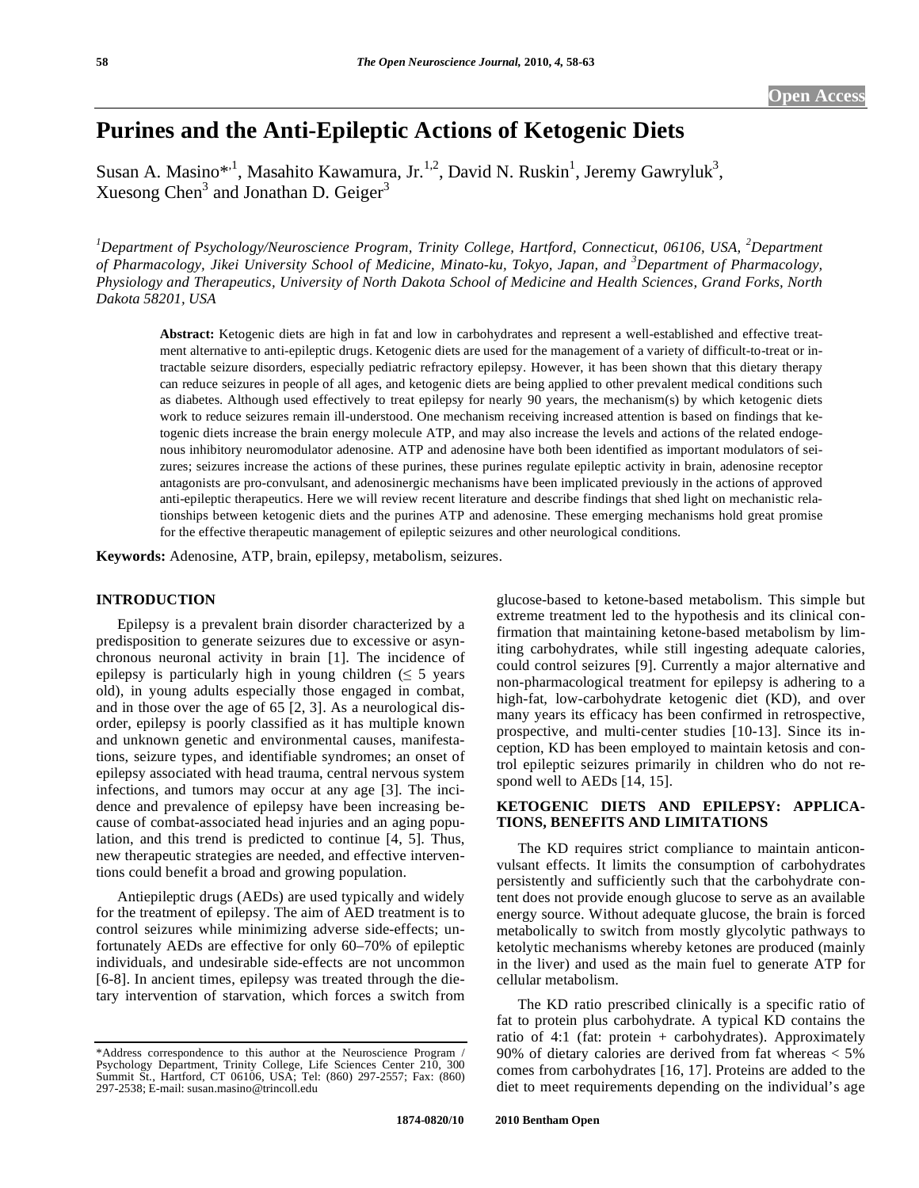# Purines and the Anti-Epileptic Actions of Ketogenic Diets

Susan A. Masino*[,1], Masahito Kawamura, Jr.[1,2], David N. Ruskin[1], Jeremy Gawryluk[3], Xuesong Chen[3] and Jonathan D. Geiger[3]

[1]*Department of Psychology/Neuroscience Program, Trinity College, Hartford, Connecticut, 06106, USA,* [2]*Department of Pharmacology, Jikei University School of Medicine, Minato-ku, Tokyo, Japan, and* [3]*Department of Pharmacology, Physiology and Therapeutics, University of North Dakota School of Medicine and Health Sciences, Grand Forks, North Dakota 58201, USA*

**Abstract:** Ketogenic diets are high in fat and low in carbohydrates and represent a well-established and effective treatment alternative to anti-epileptic drugs. Ketogenic diets are used for the management of a variety of difficult-to-treat or intractable seizure disorders, especially pediatric refractory epilepsy. However, it has been shown that this dietary therapy can reduce seizures in people of all ages, and ketogenic diets are being applied to other prevalent medical conditions such as diabetes. Although used effectively to treat epilepsy for nearly 90 years, the mechanism(s) by which ketogenic diets work to reduce seizures remain ill-understood. One mechanism receiving increased attention is based on findings that ketogenic diets increase the brain energy molecule ATP, and may also increase the levels and actions of the related endogenous inhibitory neuromodulator adenosine. ATP and adenosine have both been identified as important modulators of seizures; seizures increase the actions of these purines, these purines regulate epileptic activity in brain, adenosine receptor antagonists are pro-convulsant, and adenosinergic mechanisms have been implicated previously in the actions of approved anti-epileptic therapeutics. Here we will review recent literature and describe findings that shed light on mechanistic relationships between ketogenic diets and the purines ATP and adenosine. These emerging mechanisms hold great promise for the effective therapeutic management of epileptic seizures and other neurological conditions.

**Keywords:** Adenosine, ATP, brain, epilepsy, metabolism, seizures.

## INTRODUCTION

Epilepsy is a prevalent brain disorder characterized by a predisposition to generate seizures due to excessive or asynchronous neuronal activity in brain [1]. The incidence of epilepsy is particularly high in young children (≤ 5 years old), in young adults especially those engaged in combat, and in those over the age of 65 [2, 3]. As a neurological disorder, epilepsy is poorly classified as it has multiple known and unknown genetic and environmental causes, manifestations, seizure types, and identifiable syndromes; an onset of epilepsy associated with head trauma, central nervous system infections, and tumors may occur at any age [3]. The incidence and prevalence of epilepsy have been increasing because of combat-associated head injuries and an aging population, and this trend is predicted to continue [4, 5]. Thus, new therapeutic strategies are needed, and effective interventions could benefit a broad and growing population.

Antiepileptic drugs (AEDs) are used typically and widely for the treatment of epilepsy. The aim of AED treatment is to control seizures while minimizing adverse side-effects; unfortunately AEDs are effective for only 60–70% of epileptic individuals, and undesirable side-effects are not uncommon [6-8]. In ancient times, epilepsy was treated through the dietary intervention of starvation, which forces a switch from glucose-based to ketone-based metabolism. This simple but extreme treatment led to the hypothesis and its clinical confirmation that maintaining ketone-based metabolism by limiting carbohydrates, while still ingesting adequate calories, could control seizures [9]. Currently a major alternative and non-pharmacological treatment for epilepsy is adhering to a high-fat, low-carbohydrate ketogenic diet (KD), and over many years its efficacy has been confirmed in retrospective, prospective, and multi-center studies [10-13]. Since its inception, KD has been employed to maintain ketosis and control epileptic seizures primarily in children who do not respond well to AEDs [14, 15].

## KETOGENIC DIETS AND EPILEPSY: APPLICATIONS, BENEFITS AND LIMITATIONS

The KD requires strict compliance to maintain anticonvulsant effects. It limits the consumption of carbohydrates persistently and sufficiently such that the carbohydrate content does not provide enough glucose to serve as an available energy source. Without adequate glucose, the brain is forced metabolically to switch from mostly glycolytic pathways to ketolytic mechanisms whereby ketones are produced (mainly in the liver) and used as the main fuel to generate ATP for cellular metabolism.

The KD ratio prescribed clinically is a specific ratio of fat to protein plus carbohydrate. A typical KD contains the ratio of 4:1 (fat: protein + carbohydrates). Approximately 90% of dietary calories are derived from fat whereas < 5% comes from carbohydrates [16, 17]. Proteins are added to the diet to meet requirements depending on the individual's age

*Address correspondence to this author at the Neuroscience Program / Psychology Department, Trinity College, Life Sciences Center 210, 300 Summit St., Hartford, CT 06106, USA; Tel: (860) 297-2557; Fax: (860) 297-2538; E-mail: susan.masino@trincoll.edu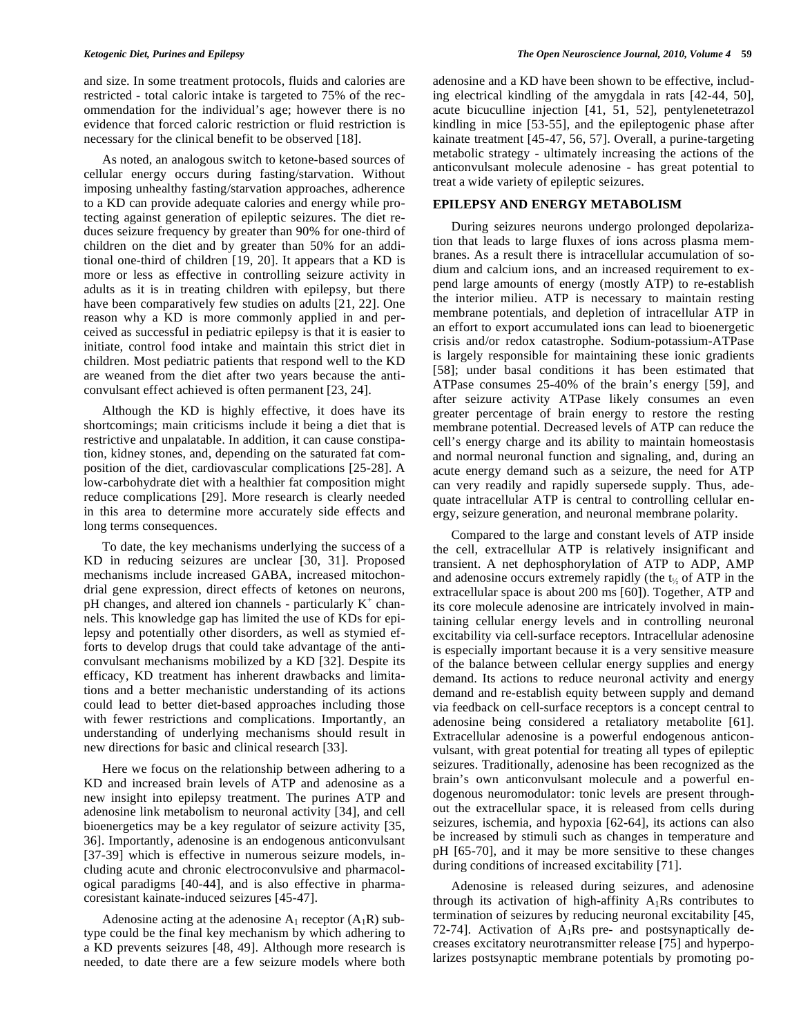and size. In some treatment protocols, fluids and calories are restricted - total caloric intake is targeted to 75% of the recommendation for the individual's age; however there is no evidence that forced caloric restriction or fluid restriction is necessary for the clinical benefit to be observed [18].

As noted, an analogous switch to ketone-based sources of cellular energy occurs during fasting/starvation. Without imposing unhealthy fasting/starvation approaches, adherence to a KD can provide adequate calories and energy while protecting against generation of epileptic seizures. The diet reduces seizure frequency by greater than 90% for one-third of children on the diet and by greater than 50% for an additional one-third of children [19, 20]. It appears that a KD is more or less as effective in controlling seizure activity in adults as it is in treating children with epilepsy, but there have been comparatively few studies on adults [21, 22]. One reason why a KD is more commonly applied in and perceived as successful in pediatric epilepsy is that it is easier to initiate, control food intake and maintain this strict diet in children. Most pediatric patients that respond well to the KD are weaned from the diet after two years because the anticonvulsant effect achieved is often permanent [23, 24].

Although the KD is highly effective, it does have its shortcomings; main criticisms include it being a diet that is restrictive and unpalatable. In addition, it can cause constipation, kidney stones, and, depending on the saturated fat composition of the diet, cardiovascular complications [25-28]. A low-carbohydrate diet with a healthier fat composition might reduce complications [29]. More research is clearly needed in this area to determine more accurately side effects and long terms consequences.

To date, the key mechanisms underlying the success of a KD in reducing seizures are unclear [30, 31]. Proposed mechanisms include increased GABA, increased mitochondrial gene expression, direct effects of ketones on neurons, pH changes, and altered ion channels - particularly $K^+$ channels. This knowledge gap has limited the use of KDs for epilepsy and potentially other disorders, as well as stymied efforts to develop drugs that could take advantage of the anticonvulsant mechanisms mobilized by a KD [32]. Despite its efficacy, KD treatment has inherent drawbacks and limitations and a better mechanistic understanding of its actions could lead to better diet-based approaches including those with fewer restrictions and complications. Importantly, an understanding of underlying mechanisms should result in new directions for basic and clinical research [33].

Here we focus on the relationship between adhering to a KD and increased brain levels of ATP and adenosine as a new insight into epilepsy treatment. The purines ATP and adenosine link metabolism to neuronal activity [34], and cell bioenergetics may be a key regulator of seizure activity [35, 36]. Importantly, adenosine is an endogenous anticonvulsant [37-39] which is effective in numerous seizure models, including acute and chronic electroconvulsive and pharmacological paradigms [40-44], and is also effective in pharmacoresistant kainate-induced seizures [45-47].

Adenosine acting at the adenosine $A_1$ receptor ($A_1$R) subtype could be the final key mechanism by which adhering to a KD prevents seizures [48, 49]. Although more research is needed, to date there are a few seizure models where both adenosine and a KD have been shown to be effective, including electrical kindling of the amygdala in rats [42-44, 50], acute bicuculline injection [41, 51, 52], pentylenetetrazol kindling in mice [53-55], and the epileptogenic phase after kainate treatment [45-47, 56, 57]. Overall, a purine-targeting metabolic strategy - ultimately increasing the actions of the anticonvulsant molecule adenosine - has great potential to treat a wide variety of epileptic seizures.

## EPILEPSY AND ENERGY METABOLISM

During seizures neurons undergo prolonged depolarization that leads to large fluxes of ions across plasma membranes. As a result there is intracellular accumulation of sodium and calcium ions, and an increased requirement to expend large amounts of energy (mostly ATP) to re-establish the interior milieu. ATP is necessary to maintain resting membrane potentials, and depletion of intracellular ATP in an effort to export accumulated ions can lead to bioenergetic crisis and/or redox catastrophe. Sodium-potassium-ATPase is largely responsible for maintaining these ionic gradients [58]; under basal conditions it has been estimated that ATPase consumes 25-40% of the brain's energy [59], and after seizure activity ATPase likely consumes an even greater percentage of brain energy to restore the resting membrane potential. Decreased levels of ATP can reduce the cell's energy charge and its ability to maintain homeostasis and normal neuronal function and signaling, and, during an acute energy demand such as a seizure, the need for ATP can very readily and rapidly supersede supply. Thus, adequate intracellular ATP is central to controlling cellular energy, seizure generation, and neuronal membrane polarity.

Compared to the large and constant levels of ATP inside the cell, extracellular ATP is relatively insignificant and transient. A net dephosphorylation of ATP to ADP, AMP and adenosine occurs extremely rapidly (the $t_{½}$ of ATP in the extracellular space is about 200 ms [60]). Together, ATP and its core molecule adenosine are intricately involved in maintaining cellular energy levels and in controlling neuronal excitability via cell-surface receptors. Intracellular adenosine is especially important because it is a very sensitive measure of the balance between cellular energy supplies and energy demand. Its actions to reduce neuronal activity and energy demand and re-establish equity between supply and demand via feedback on cell-surface receptors is a concept central to adenosine being considered a retaliatory metabolite [61]. Extracellular adenosine is a powerful endogenous anticonvulsant, with great potential for treating all types of epileptic seizures. Traditionally, adenosine has been recognized as the brain's own anticonvulsant molecule and a powerful endogenous neuromodulator: tonic levels are present throughout the extracellular space, it is released from cells during seizures, ischemia, and hypoxia [62-64], its actions can also be increased by stimuli such as changes in temperature and pH [65-70], and it may be more sensitive to these changes during conditions of increased excitability [71].

Adenosine is released during seizures, and adenosine through its activation of high-affinity $A_1$Rs contributes to termination of seizures by reducing neuronal excitability [45, 72-74]. Activation of $A_1$Rs pre- and postsynaptically decreases excitatory neurotransmitter release [75] and hyperpolarizes postsynaptic membrane potentials by promoting po-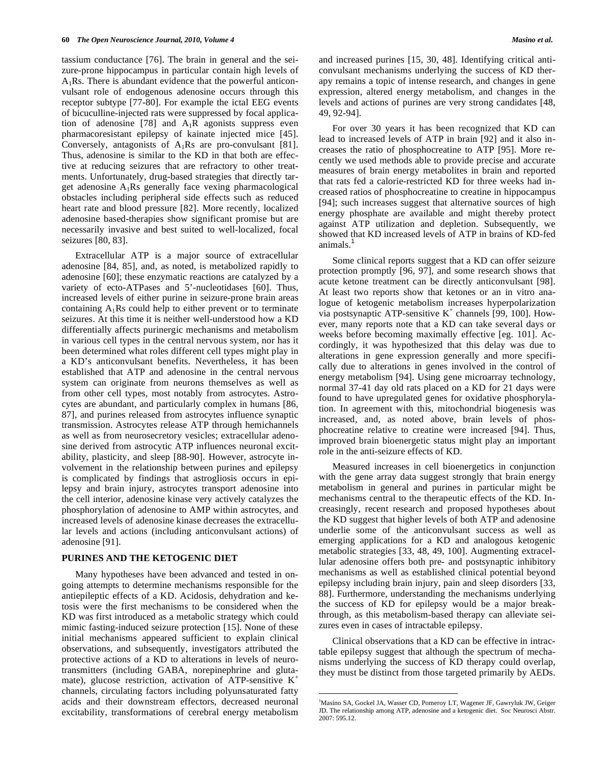tassium conductance [76]. The brain in general and the seizure-prone hippocampus in particular contain high levels of $A_1$Rs. There is abundant evidence that the powerful anticonvulsant role of endogenous adenosine occurs through this receptor subtype [77-80]. For example the ictal EEG events of bicuculline-injected rats were suppressed by focal application of adenosine [78] and $A_1$R agonists suppress even pharmacoresistant epilepsy of kainate injected mice [45]. Conversely, antagonists of $A_1$Rs are pro-convulsant [81]. Thus, adenosine is similar to the KD in that both are effective at reducing seizures that are refractory to other treatments. Unfortunately, drug-based strategies that directly target adenosine $A_1$Rs generally face vexing pharmacological obstacles including peripheral side effects such as reduced heart rate and blood pressure [82]. More recently, localized adenosine based-therapies show significant promise but are necessarily invasive and best suited to well-localized, focal seizures [80, 83].

Extracellular ATP is a major source of extracellular adenosine [84, 85], and, as noted, is metabolized rapidly to adenosine [60]; these enzymatic reactions are catalyzed by a variety of ecto-ATPases and 5'-nucleotidases [60]. Thus, increased levels of either purine in seizure-prone brain areas containing $A_1$Rs could help to either prevent or to terminate seizures. At this time it is neither well-understood how a KD differentially affects purinergic mechanisms and metabolism in various cell types in the central nervous system, nor has it been determined what roles different cell types might play in a KD's anticonvulsant benefits. Nevertheless, it has been established that ATP and adenosine in the central nervous system can originate from neurons themselves as well as from other cell types, most notably from astrocytes. Astrocytes are abundant, and particularly complex in humans [86, 87], and purines released from astrocytes influence synaptic transmission. Astrocytes release ATP through hemichannels as well as from neurosecretory vesicles; extracellular adenosine derived from astrocytic ATP influences neuronal excitability, plasticity, and sleep [88-90]. However, astrocyte involvement in the relationship between purines and epilepsy is complicated by findings that astrogliosis occurs in epilepsy and brain injury, astrocytes transport adenosine into the cell interior, adenosine kinase very actively catalyzes the phosphorylation of adenosine to AMP within astrocytes, and increased levels of adenosine kinase decreases the extracellular levels and actions (including anticonvulsant actions) of adenosine [91].

## PURINES AND THE KETOGENIC DIET

Many hypotheses have been advanced and tested in ongoing attempts to determine mechanisms responsible for the antiepileptic effects of a KD. Acidosis, dehydration and ketosis were the first mechanisms to be considered when the KD was first introduced as a metabolic strategy which could mimic fasting-induced seizure protection [15]. None of these initial mechanisms appeared sufficient to explain clinical observations, and subsequently, investigators attributed the protective actions of a KD to alterations in levels of neurotransmitters (including GABA, norepinephrine and glutamate), glucose restriction, activation of ATP-sensitive $K^+$ channels, circulating factors including polyunsaturated fatty acids and their downstream effectors, decreased neuronal excitability, transformations of cerebral energy metabolism and increased purines [15, 30, 48]. Identifying critical anticonvulsant mechanisms underlying the success of KD therapy remains a topic of intense research, and changes in gene expression, altered energy metabolism, and changes in the levels and actions of purines are very strong candidates [48, 49, 92-94].

For over 30 years it has been recognized that KD can lead to increased levels of ATP in brain [92] and it also increases the ratio of phosphocreatine to ATP [95]. More recently we used methods able to provide precise and accurate measures of brain energy metabolites in brain and reported that rats fed a calorie-restricted KD for three weeks had increased ratios of phosphocreatine to creatine in hippocampus [94]; such increases suggest that alternative sources of high energy phosphate are available and might thereby protect against ATP utilization and depletion. Subsequently, we showed that KD increased levels of ATP in brains of KD-fed animals.[1]

Some clinical reports suggest that a KD can offer seizure protection promptly [96, 97], and some research shows that acute ketone treatment can be directly anticonvulsant [98]. At least two reports show that ketones or an in vitro analogue of ketogenic metabolism increases hyperpolarization via postsynaptic ATP-sensitive $K^+$ channels [99, 100]. However, many reports note that a KD can take several days or weeks before becoming maximally effective [eg. 101]. Accordingly, it was hypothesized that this delay was due to alterations in gene expression generally and more specifically due to alterations in genes involved in the control of energy metabolism [94]. Using gene microarray technology, normal 37-41 day old rats placed on a KD for 21 days were found to have upregulated genes for oxidative phosphorylation. In agreement with this, mitochondrial biogenesis was increased, and, as noted above, brain levels of phosphocreatine relative to creatine were increased [94]. Thus, improved brain bioenergetic status might play an important role in the anti-seizure effects of KD.

Measured increases in cell bioenergetics in conjunction with the gene array data suggest strongly that brain energy metabolism in general and purines in particular might be mechanisms central to the therapeutic effects of the KD. Increasingly, recent research and proposed hypotheses about the KD suggest that higher levels of both ATP and adenosine underlie some of the anticonvulsant success as well as emerging applications for a KD and analogous ketogenic metabolic strategies [33, 48, 49, 100]. Augmenting extracellular adenosine offers both pre- and postsynaptic inhibitory mechanisms as well as established clinical potential beyond epilepsy including brain injury, pain and sleep disorders [33, 88]. Furthermore, understanding the mechanisms underlying the success of KD for epilepsy would be a major breakthrough, as this metabolism-based therapy can alleviate seizures even in cases of intractable epilepsy.

Clinical observations that a KD can be effective in intractable epilepsy suggest that although the spectrum of mechanisms underlying the success of KD therapy could overlap, they must be distinct from those targeted primarily by AEDs.

---

[1] Masino SA, Gockel JA, Wasser CD, Pomeroy LT, Wagener JF, Gawryluk JW, Geiger JD. The relationship among ATP, adenosine and a ketogenic diet. Soc Neurosci Abstr. 2007: 595.12.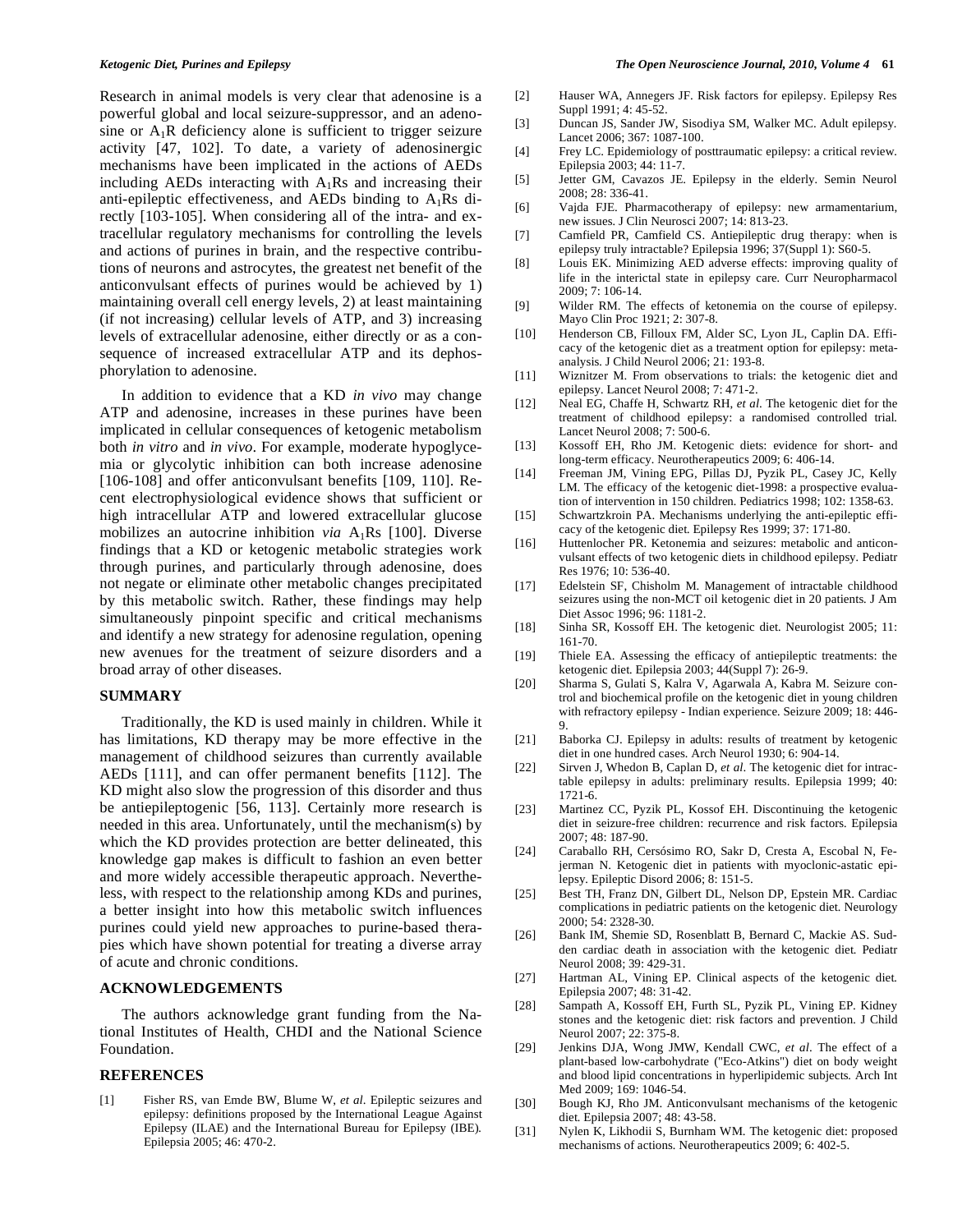Research in animal models is very clear that adenosine is a powerful global and local seizure-suppressor, and an adenosine or $A_1R$ deficiency alone is sufficient to trigger seizure activity [47, 102]. To date, a variety of adenosinergic mechanisms have been implicated in the actions of AEDs including AEDs interacting with $A_1Rs$ and increasing their anti-epileptic effectiveness, and AEDs binding to $A_1Rs$ directly [103-105]. When considering all of the intra- and extracellular regulatory mechanisms for controlling the levels and actions of purines in brain, and the respective contributions of neurons and astrocytes, the greatest net benefit of the anticonvulsant effects of purines would be achieved by 1) maintaining overall cell energy levels, 2) at least maintaining (if not increasing) cellular levels of ATP, and 3) increasing levels of extracellular adenosine, either directly or as a consequence of increased extracellular ATP and its dephosphorylation to adenosine.

In addition to evidence that a KD *in vivo* may change ATP and adenosine, increases in these purines have been implicated in cellular consequences of ketogenic metabolism both *in vitro* and *in vivo*. For example, moderate hypoglycemia or glycolytic inhibition can both increase adenosine [106-108] and offer anticonvulsant benefits [109, 110]. Recent electrophysiological evidence shows that sufficient or high intracellular ATP and lowered extracellular glucose mobilizes an autocrine inhibition *via* $A_1Rs$ [100]. Diverse findings that a KD or ketogenic metabolic strategies work through purines, and particularly through adenosine, does not negate or eliminate other metabolic changes precipitated by this metabolic switch. Rather, these findings may help simultaneously pinpoint specific and critical mechanisms and identify a new strategy for adenosine regulation, opening new avenues for the treatment of seizure disorders and a broad array of other diseases.

## SUMMARY

Traditionally, the KD is used mainly in children. While it has limitations, KD therapy may be more effective in the management of childhood seizures than currently available AEDs [111], and can offer permanent benefits [112]. The KD might also slow the progression of this disorder and thus be antiepileptogenic [56, 113]. Certainly more research is needed in this area. Unfortunately, until the mechanism(s) by which the KD provides protection are better delineated, this knowledge gap makes is difficult to fashion an even better and more widely accessible therapeutic approach. Nevertheless, with respect to the relationship among KDs and purines, a better insight into how this metabolic switch influences purines could yield new approaches to purine-based therapies which have shown potential for treating a diverse array of acute and chronic conditions.

## ACKNOWLEDGEMENTS

The authors acknowledge grant funding from the National Institutes of Health, CHDI and the National Science Foundation.

## REFERENCES

[1] Fisher RS, van Emde BW, Blume W, *et al*. Epileptic seizures and epilepsy: definitions proposed by the International League Against Epilepsy (ILAE) and the International Bureau for Epilepsy (IBE). Epilepsia 2005; 46: 470-2.

[2] Hauser WA, Annegers JF. Risk factors for epilepsy. Epilepsy Res Suppl 1991; 4: 45-52.

[3] Duncan JS, Sander JW, Sisodiya SM, Walker MC. Adult epilepsy. Lancet 2006; 367: 1087-100.

[4] Frey LC. Epidemiology of posttraumatic epilepsy: a critical review. Epilepsia 2003; 44: 11-7.

[5] Jetter GM, Cavazos JE. Epilepsy in the elderly. Semin Neurol 2008; 28: 336-41.

[6] Vajda FJE. Pharmacotherapy of epilepsy: new armamentarium, new issues. J Clin Neurosci 2007; 14: 813-23.

[7] Camfield PR, Camfield CS. Antiepileptic drug therapy: when is epilepsy truly intractable? Epilepsia 1996; 37(Suppl 1): S60-5.

[8] Louis EK. Minimizing AED adverse effects: improving quality of life in the interictal state in epilepsy care. Curr Neuropharmacol 2009; 7: 106-14.

[9] Wilder RM. The effects of ketonemia on the course of epilepsy. Mayo Clin Proc 1921; 2: 307-8.

[10] Henderson CB, Filloux FM, Alder SC, Lyon JL, Caplin DA. Efficacy of the ketogenic diet as a treatment option for epilepsy: meta-analysis. J Child Neurol 2006; 21: 193-8.

[11] Wiznitzer M. From observations to trials: the ketogenic diet and epilepsy. Lancet Neurol 2008; 7: 471-2.

[12] Neal EG, Chaffe H, Schwartz RH, *et al*. The ketogenic diet for the treatment of childhood epilepsy: a randomised controlled trial. Lancet Neurol 2008; 7: 500-6.

[13] Kossoff EH, Rho JM. Ketogenic diets: evidence for short- and long-term efficacy. Neurotherapeutics 2009; 6: 406-14.

[14] Freeman JM, Vining EPG, Pillas DJ, Pyzik PL, Casey JC, Kelly LM. The efficacy of the ketogenic diet-1998: a prospective evaluation of intervention in 150 children. Pediatrics 1998; 102: 1358-63.

[15] Schwartzkroin PA. Mechanisms underlying the anti-epileptic efficacy of the ketogenic diet. Epilepsy Res 1999; 37: 171-80.

[16] Huttenlocher PR. Ketonemia and seizures: metabolic and anticonvulsant effects of two ketogenic diets in childhood epilepsy. Pediatr Res 1976; 10: 536-40.

[17] Edelstein SF, Chisholm M. Management of intractable childhood seizures using the non-MCT oil ketogenic diet in 20 patients. J Am Diet Assoc 1996; 96: 1181-2.

[18] Sinha SR, Kossoff EH. The ketogenic diet. Neurologist 2005; 11: 161-70.

[19] Thiele EA. Assessing the efficacy of antiepileptic treatments: the ketogenic diet. Epilepsia 2003; 44(Suppl 7): 26-9.

[20] Sharma S, Gulati S, Kalra V, Agarwala A, Kabra M. Seizure control and biochemical profile on the ketogenic diet in young children with refractory epilepsy - Indian experience. Seizure 2009; 18: 446-9.

[21] Baborka CJ. Epilepsy in adults: results of treatment by ketogenic diet in one hundred cases. Arch Neurol 1930; 6: 904-14.

[22] Sirven J, Whedon B, Caplan D, *et al*. The ketogenic diet for intractable epilepsy in adults: preliminary results. Epilepsia 1999; 40: 1721-6.

[23] Martinez CC, Pyzik PL, Kossof EH. Discontinuing the ketogenic diet in seizure-free children: recurrence and risk factors. Epilepsia 2007; 48: 187-90.

[24] Caraballo RH, Cersósimo RO, Sakr D, Cresta A, Escobal N, Fejerman N. Ketogenic diet in patients with myoclonic-astatic epilepsy. Epileptic Disord 2006; 8: 151-5.

[25] Best TH, Franz DN, Gilbert DL, Nelson DP, Epstein MR. Cardiac complications in pediatric patients on the ketogenic diet. Neurology 2000; 54: 2328-30.

[26] Bank IM, Shemie SD, Rosenblatt B, Bernard C, Mackie AS. Sudden cardiac death in association with the ketogenic diet. Pediatr Neurol 2008; 39: 429-31.

[27] Hartman AL, Vining EP. Clinical aspects of the ketogenic diet. Epilepsia 2007; 48: 31-42.

[28] Sampath A, Kossoff EH, Furth SL, Pyzik PL, Vining EP. Kidney stones and the ketogenic diet: risk factors and prevention. J Child Neurol 2007; 22: 375-8.

[29] Jenkins DJA, Wong JMW, Kendall CWC, *et al*. The effect of a plant-based low-carbohydrate ("Eco-Atkins") diet on body weight and blood lipid concentrations in hyperlipidemic subjects. Arch Int Med 2009; 169: 1046-54.

[30] Bough KJ, Rho JM. Anticonvulsant mechanisms of the ketogenic diet. Epilepsia 2007; 48: 43-58.

[31] Nylen K, Likhodii S, Burnham WM. The ketogenic diet: proposed mechanisms of actions. Neurotherapeutics 2009; 6: 402-5.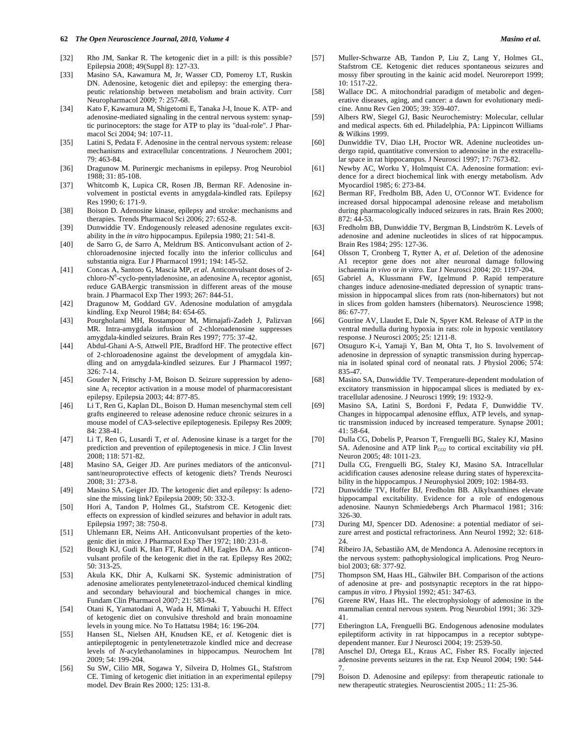[32] Rho JM, Sankar R. The ketogenic diet in a pill: is this possible? Epilepsia 2008; 49(Suppl 8): 127-33.

[33] Masino SA, Kawamura M, Jr, Wasser CD, Pomeroy LT, Ruskin DN. Adenosine, ketogenic diet and epilepsy: the emerging therapeutic relationship between metabolism and brain activity. Curr Neuropharmacol 2009; 7: 257-68.

[34] Kato F, Kawamura M, Shigetomi E, Tanaka J-I, Inoue K. ATP- and adenosine-mediated signaling in the central nervous system: synaptic purinoceptors: the stage for ATP to play its "dual-role". J Pharmacol Sci 2004; 94: 107-11.

[35] Latini S, Pedata F. Adenosine in the central nervous system: release mechanisms and extracellular concentrations. J Neurochem 2001; 79: 463-84.

[36] Dragunow M. Purinergic mechanisms in epilepsy. Prog Neurobiol 1988; 31: 85-108.

[37] Whitcomb K, Lupica CR, Rosen JB, Berman RF. Adenosine involvement in postictal events in amygdala-kindled rats. Epilepsy Res 1990; 6: 171-9.

[38] Boison D. Adenosine kinase, epilepsy and stroke: mechanisms and therapies. Trends Pharmacol Sci 2006; 27: 652-8.

[39] Dunwiddie TV. Endogenously released adenosine regulates excitability in the *in vitro* hippocampus. Epilepsia 1980; 21: 541-8.

[40] de Sarro G, de Sarro A, Meldrum BS. Anticonvulsant action of 2-chloroadenosine injected focally into the inferior colliculus and substantia nigra. Eur J Pharmacol 1991; 194: 145-52.

[41] Concas A, Santoro G, Mascia MP, *et al*. Anticonvulsant doses of 2-chloro-$N^6$-cyclo-pentyladenosine, an adenosine $A_1$ receptor agonist, reduce GABAergic transmission in different areas of the mouse brain. J Pharmacol Exp Ther 1993; 267: 844-51.

[42] Dragunow M, Goddard GV. Adenosine modulation of amygdala kindling. Exp Neurol 1984; 84: 654-65.

[43] Pourgholami MH, Rostampour M, Mirnajafi-Zadeh J, Palizvan MR. Intra-amygdala infusion of 2-chloroadenosine suppresses amygdala-kindled seizures. Brain Res 1997; 775: 37-42.

[44] Abdul-Ghani A-S, Attwell PJE, Bradford HF. The protective effect of 2-chloroadenosine against the development of amygdala kindling and on amygdala-kindled seizures. Eur J Pharmacol 1997; 326: 7-14.

[45] Gouder N, Fritschy J-M, Boison D. Seizure suppression by adenosine $A_1$ receptor activation in a mouse model of pharmacoresistant epilepsy. Epilepsia 2003; 44: 877-85.

[46] Li T, Ren G, Kaplan DL, Boison D. Human mesenchymal stem cell grafts engineered to release adenosine reduce chronic seizures in a mouse model of CA3-selective epileptogenesis. Epilepsy Res 2009; 84: 238-41.

[47] Li T, Ren G, Lusardi T, *et al*. Adenosine kinase is a target for the prediction and prevention of epileptogenesis in mice. J Clin Invest 2008; 118: 571-82.

[48] Masino SA, Geiger JD. Are purines mediators of the anticonvulsant/neuroprotective effects of ketogenic diets? Trends Neurosci 2008; 31: 273-8.

[49] Masino SA, Geiger JD. The ketogenic diet and epilepsy: Is adenosine the missing link? Epilepsia 2009; 50: 332-3.

[50] Hori A, Tandon P, Holmes GL, Stafstrom CE. Ketogenic diet: effects on expression of kindled seizures and behavior in adult rats. Epilepsia 1997; 38: 750-8.

[51] Uhlemann ER, Neims AH. Anticonvulsant properties of the ketogenic diet in mice. J Pharmacol Exp Ther 1972; 180: 231-8.

[52] Bough KJ, Gudi K, Han FT, Rathod AH, Eagles DA. An anticonvulsant profile of the ketogenic diet in the rat. Epilepsy Res 2002; 50: 313-25.

[53] Akula KK, Dhir A, Kulkarni SK. Systemic administration of adenosine ameliorates pentylenetetrazol-induced chemical kindling and secondary behavioural and biochemical changes in mice. Fundam Clin Pharmacol 2007; 21: 583-94.

[54] Otani K, Yamatodani A, Wada H, Mimaki T, Yabuuchi H. Effect of ketogenic diet on convulsive threshold and brain monoamine levels in young mice. No To Hattatsu 1984; 16: 196-204.

[55] Hansen SL, Nielsen AH, Knudsen KE, *et al.* Ketogenic diet is antiepileptogenic in pentylenetetrazole kindled mice and decrease levels of *N*-acylethanolamines in hippocampus. Neurochem Int 2009; 54: 199-204.

[56] Su SW, Cilio MR, Sogawa Y, Silveira D, Holmes GL, Stafstrom CE. Timing of ketogenic diet initiation in an experimental epilepsy model. Dev Brain Res 2000; 125: 131-8.

[57] Muller-Schwarze AB, Tandon P, Liu Z, Lang Y, Holmes GL, Stafstrom CE. Ketogenic diet reduces spontaneous seizures and mossy fiber sprouting in the kainic acid model. Neuroreport 1999; 10: 1517-22.

[58] Wallace DC. A mitochondrial paradigm of metabolic and degenerative diseases, aging, and cancer: a dawn for evolutionary medicine. Annu Rev Gen 2005; 39: 359-407.

[59] Albers RW, Siegel GJ, Basic Neurochemistry: Molecular, cellular and medical aspects. 6th ed. Philadelphia, PA: Lippincott Williams & Wilkins 1999.

[60] Dunwiddie TV, Diao LH, Proctor WR. Adenine nucleotides undergo rapid, quantitative conversion to adenosine in the extracellular space in rat hippocampus. J Neurosci 1997; 17: 7673-82.

[61] Newby AC, Worku Y, Holmquist CA. Adenosine formation: evidence for a direct biochemical link with energy metabolism. Adv Myocardiol 1985; 6: 273-84.

[62] Berman RF, Fredholm BB, Aden U, O'Connor WT. Evidence for increased dorsal hippocampal adenosine release and metabolism during pharmacologically induced seizures in rats. Brain Res 2000; 872: 44-53.

[63] Fredholm BB, Dunwiddie TV, Bergman B, Lindström K. Levels of adenosine and adenine nucleotides in slices of rat hippocampus. Brain Res 1984; 295: 127-36.

[64] Olsson T, Cronberg T, Rytter A, *et al*. Deletion of the adenosine A1 receptor gene does not alter neuronal damage following ischaemia *in vivo* or *in vitro*. Eur J Neurosci 2004; 20: 1197-204.

[65] Gabriel A, Klussmann FW, Igelmund P. Rapid temperature changes induce adenosine-mediated depression of synaptic transmission in hippocampal slices from rats (non-hibernators) but not in slices from golden hamsters (hibernators). Neuroscience 1998; 86: 67-77.

[66] Gourine AV, Llaudet E, Dale N, Spyer KM. Release of ATP in the ventral medulla during hypoxia in rats: role in hypoxic ventilatory response. J Neurosci 2005; 25: 1211-8.

[67] Otsuguro K-i, Yamaji Y, Ban M, Ohta T, Ito S. Involvement of adenosine in depression of synaptic transmission during hypercapnia in isolated spinal cord of neonatal rats. J Physiol 2006; 574: 835-47.

[68] Masino SA, Dunwiddie TV. Temperature-dependent modulation of excitatory transmission in hippocampal slices is mediated by extracellular adenosine. J Neurosci 1999; 19: 1932-9.

[69] Masino SA, Latini S, Bordoni F, Pedata F, Dunwiddie TV. Changes in hippocampal adenosine efflux, ATP levels, and synaptic transmission induced by increased temperature. Synapse 2001; 41: 58-64.

[70] Dulla CG, Dobelis P, Pearson T, Frenguelli BG, Staley KJ, Masino SA. Adenosine and ATP link $P_{CO2}$ to cortical excitability *via* pH. Neuron 2005; 48: 1011-23.

[71] Dulla CG, Frenguelli BG, Staley KJ, Masino SA. Intracellular acidification causes adenosine release during states of hyperexcitability in the hippocampus. J Neurophysiol 2009; 102: 1984-93.

[72] Dunwiddie TV, Hoffer BJ, Fredholm BB. Alkylxanthines elevate hippocampal excitability. Evidence for a role of endogenous adenosine. Naunyn Schmiedebergs Arch Pharmacol 1981; 316: 326-30.

[73] During MJ, Spencer DD. Adenosine: a potential mediator of seizure arrest and postictal refractoriness. Ann Neurol 1992; 32: 618-24.

[74] Ribeiro JA, Sebastião AM, de Mendonca A. Adenosine receptors in the nervous system: pathophysiological implications. Prog Neurobiol 2003; 68: 377-92.

[75] Thompson SM, Haas HL, Gähwiler BH. Comparison of the actions of adenosine at pre- and postsynaptic receptors in the rat hippocampus *in vitro*. J Physiol 1992; 451: 347-63.

[76] Greene RW, Haas HL. The electrophysiology of adenosine in the mammalian central nervous system. Prog Neurobiol 1991; 36: 329-41.

[77] Etherington LA, Frenguelli BG. Endogenous adenosine modulates epileptiform activity in rat hippocampus in a receptor subtype-dependent manner. Eur J Neurosci 2004; 19: 2539-50.

[78] Anschel DJ, Ortega EL, Kraus AC, Fisher RS. Focally injected adenosine prevents seizures in the rat. Exp Neurol 2004; 190: 544-7.

[79] Boison D. Adenosine and epilepsy: from therapeutic rationale to new therapeutic strategies. Neuroscientist 2005.; 11: 25-36.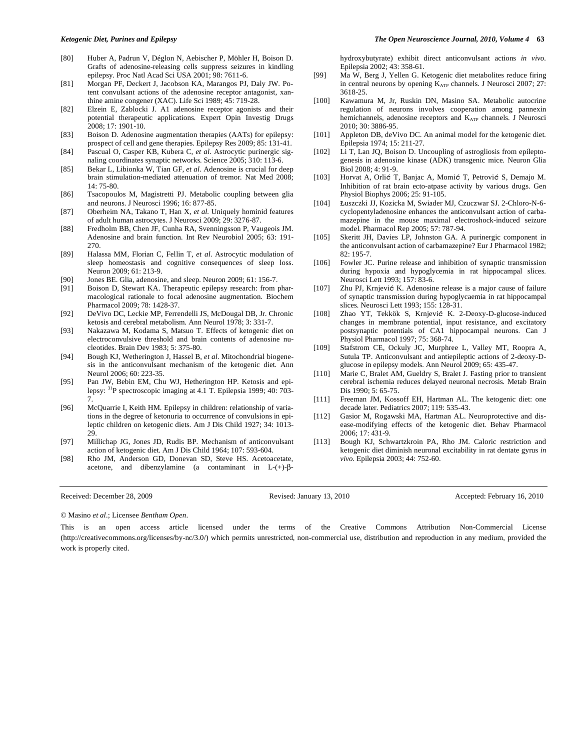[80] Huber A, Padrun V, Déglon N, Aebischer P, Möhler H, Boison D. Grafts of adenosine-releasing cells suppress seizures in kindling epilepsy. Proc Natl Acad Sci USA 2001; 98: 7611-6.

[81] Morgan PF, Deckert J, Jacobson KA, Marangos PJ, Daly JW. Potent convulsant actions of the adenosine receptor antagonist, xanthine amine congener (XAC). Life Sci 1989; 45: 719-28.

[82] Elzein E, Zablocki J. A1 adenosine receptor agonists and their potential therapeutic applications. Expert Opin Investig Drugs 2008; 17: 1901-10.

[83] Boison D. Adenosine augmentation therapies (AATs) for epilepsy: prospect of cell and gene therapies. Epilepsy Res 2009; 85: 131-41.

[84] Pascual O, Casper KB, Kubera C, *et al*. Astrocytic purinergic signaling coordinates synaptic networks. Science 2005; 310: 113-6.

[85] Bekar L, Libionka W, Tian GF, *et al*. Adenosine is crucial for deep brain stimulation-mediated attenuation of tremor. Nat Med 2008; 14: 75-80.

[86] Tsacopoulos M, Magistretti PJ. Metabolic coupling between glia and neurons. J Neurosci 1996; 16: 877-85.

[87] Oberheim NA, Takano T, Han X, *et al.* Uniquely hominid features of adult human astrocytes. J Neurosci 2009; 29: 3276-87.

[88] Fredholm BB, Chen JF, Cunha RA, Svenningsson P, Vaugeois JM. Adenosine and brain function. Int Rev Neurobiol 2005; 63: 191-270.

[89] Halassa MM, Florian C, Fellin T, *et al*. Astrocytic modulation of sleep homeostasis and cognitive consequences of sleep loss. Neuron 2009; 61: 213-9.

[90] Jones BE. Glia, adenosine, and sleep. Neuron 2009; 61: 156-7.

[91] Boison D, Stewart KA. Therapeutic epilepsy research: from pharmacological rationale to focal adenosine augmentation. Biochem Pharmacol 2009; 78: 1428-37.

[92] DeVivo DC, Leckie MP, Ferrendelli JS, McDougal DB, Jr. Chronic ketosis and cerebral metabolism. Ann Neurol 1978; 3: 331-7.

[93] Nakazawa M, Kodama S, Matsuo T. Effects of ketogenic diet on electroconvulsive threshold and brain contents of adenosine nucleotides. Brain Dev 1983; 5: 375-80.

[94] Bough KJ, Wetherington J, Hassel B, *et al*. Mitochondrial biogenesis in the anticonvulsant mechanism of the ketogenic diet. Ann Neurol 2006; 60: 223-35.

[95] Pan JW, Bebin EM, Chu WJ, Hetherington HP. Ketosis and epilepsy: $^{31}$P spectroscopic imaging at 4.1 T. Epilepsia 1999; 40: 703-7.

[96] McQuarrie I, Keith HM. Epilepsy in children: relationship of variations in the degree of ketonuria to occurrence of convulsions in epileptic children on ketogenic diets. Am J Dis Child 1927; 34: 1013-29.

[97] Millichap JG, Jones JD, Rudis BP. Mechanism of anticonvulsant action of ketogenic diet. Am J Dis Child 1964; 107: 593-604.

[98] Rho JM, Anderson GD, Donevan SD, Steve HS. Acetoacetate, acetone, and dibenzylamine (a contaminant in L-(+)-β-hydroxybutyrate) exhibit direct anticonvulsant actions *in vivo*. Epilepsia 2002; 43: 358-61.

[99] Ma W, Berg J, Yellen G. Ketogenic diet metabolites reduce firing in central neurons by opening $K_{ATP}$ channels. J Neurosci 2007; 27: 3618-25.

[100] Kawamura M, Jr, Ruskin DN, Masino SA. Metabolic autocrine regulation of neurons involves cooperation among pannexin hemichannels, adenosine receptors and $K_{ATP}$ channels. J Neurosci 2010; 30: 3886-95.

[101] Appleton DB, deVivo DC. An animal model for the ketogenic diet. Epilepsia 1974; 15: 211-27.

[102] Li T, Lan JQ, Boison D. Uncoupling of astrogliosis from epileptogenesis in adenosine kinase (ADK) transgenic mice. Neuron Glia Biol 2008; 4: 91-9.

[103] Horvat A, Orlić T, Banjac A, Momić T, Petrović S, Demajo M. Inhibition of rat brain ecto-atpase activity by various drugs. Gen Physiol Biophys 2006; 25: 91-105.

[104] Łuszczki JJ, Kozicka M, Swiader MJ, Czuczwar SJ. 2-Chloro-N-6-cyclopentyladenosine enhances the anticonvulsant action of carbamazepine in the mouse maximal electroshock-induced seizure model. Pharmacol Rep 2005; 57: 787-94.

[105] Skeritt JH, Davies LP, Johnston GA. A purinergic component in the anticonvulsant action of carbamazepine? Eur J Pharmacol 1982; 82: 195-7.

[106] Fowler JC. Purine release and inhibition of synaptic transmission during hypoxia and hypoglycemia in rat hippocampal slices. Neurosci Lett 1993; 157: 83-6.

[107] Zhu PJ, Krnjević K. Adenosine release is a major cause of failure of synaptic transmission during hypoglycaemia in rat hippocampal slices. Neurosci Lett 1993; 155: 128-31.

[108] Zhao YT, Tekkök S, Krnjević K. 2-Deoxy-D-glucose-induced changes in membrane potential, input resistance, and excitatory postsynaptic potentials of CA1 hippocampal neurons. Can J Physiol Pharmacol 1997; 75: 368-74.

[109] Stafstrom CE, Ockuly JC, Murphree L, Valley MT, Roopra A, Sutula TP. Anticonvulsant and antiepileptic actions of 2-deoxy-D-glucose in epilepsy models. Ann Neurol 2009; 65: 435-47.

[110] Marie C, Bralet AM, Gueldry S, Bralet J. Fasting prior to transient cerebral ischemia reduces delayed neuronal necrosis. Metab Brain Dis 1990; 5: 65-75.

[111] Freeman JM, Kossoff EH, Hartman AL. The ketogenic diet: one decade later. Pediatrics 2007; 119: 535-43.

[112] Gasior M, Rogawski MA, Hartman AL. Neuroprotective and disease-modifying effects of the ketogenic diet. Behav Pharmacol 2006; 17: 431-9.

[113] Bough KJ, Schwartzkroin PA, Rho JM. Caloric restriction and ketogenic diet diminish neuronal excitability in rat dentate gyrus *in vivo*. Epilepsia 2003; 44: 752-60.

Received: December 28, 2009 Revised: January 13, 2010 Accepted: February 16, 2010

© Masino *et al*.; Licensee *Bentham Open*.

This is an open access article licensed under the terms of the Creative Commons Attribution Non-Commercial License (http://creativecommons.org/licenses/by-nc/3.0/) which permits unrestricted, non-commercial use, distribution and reproduction in any medium, provided the work is properly cited.